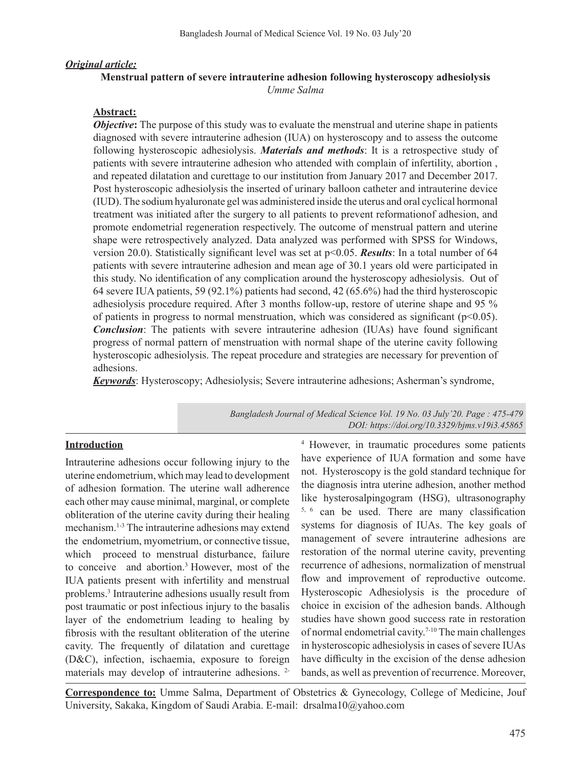***Original article:***

# Menstrual pattern of severe intrauterine adhesion following hysteroscopy adhesiolysis

*Umme Salma*

## Abstract:

***Objective*:** The purpose of this study was to evaluate the menstrual and uterine shape in patients diagnosed with severe intrauterine adhesion (IUA) on hysteroscopy and to assess the outcome following hysteroscopic adhesiolysis. ***Materials and methods***: It is a retrospective study of patients with severe intrauterine adhesion who attended with complain of infertility, abortion , and repeated dilatation and curettage to our institution from January 2017 and December 2017. Post hysteroscopic adhesiolysis the inserted of urinary balloon catheter and intrauterine device (IUD). The sodium hyaluronate gel was administered inside the uterus and oral cyclical hormonal treatment was initiated after the surgery to all patients to prevent reformationof adhesion, and promote endometrial regeneration respectively. The outcome of menstrual pattern and uterine shape were retrospectively analyzed. Data analyzed was performed with SPSS for Windows, version 20.0). Statistically significant level was set at $p<0.05$. ***Results***: In a total number of 64 patients with severe intrauterine adhesion and mean age of 30.1 years old were participated in this study. No identification of any complication around the hysteroscopy adhesiolysis. Out of 64 severe IUA patients, 59 (92.1%) patients had second, 42 (65.6%) had the third hysteroscopic adhesiolysis procedure required. After 3 months follow-up, restore of uterine shape and 95 % of patients in progress to normal menstruation, which was considered as significant ($p<0.05$). ***Conclusion***: The patients with severe intrauterine adhesion (IUAs) have found significant progress of normal pattern of menstruation with normal shape of the uterine cavity following hysteroscopic adhesiolysis. The repeat procedure and strategies are necessary for prevention of adhesions.

***Keywords***: Hysteroscopy; Adhesiolysis; Severe intrauterine adhesions; Asherman's syndrome,

*DOI: https://doi.org/10.3329/bjms.v19i3.45865*

## Introduction

Intrauterine adhesions occur following injury to the uterine endometrium, which may lead to development of adhesion formation. The uterine wall adherence each other may cause minimal, marginal, or complete obliteration of the uterine cavity during their healing mechanism.[1-3] The intrauterine adhesions may extend the endometrium, myometrium, or connective tissue, which proceed to menstrual disturbance, failure to conceive and abortion.[3] However, most of the IUA patients present with infertility and menstrual problems.[3] Intrauterine adhesions usually result from post traumatic or post infectious injury to the basalis layer of the endometrium leading to healing by fibrosis with the resultant obliteration of the uterine cavity. The frequently of dilatation and curettage (D&C), infection, ischaemia, exposure to foreign materials may develop of intrauterine adhesions. [2-4] However, in traumatic procedures some patients have experience of IUA formation and some have not. Hysteroscopy is the gold standard technique for the diagnosis intra uterine adhesion, another method like hysterosalpingogram (HSG), ultrasonography [5, 6] can be used. There are many classification systems for diagnosis of IUAs. The key goals of management of severe intrauterine adhesions are restoration of the normal uterine cavity, preventing recurrence of adhesions, normalization of menstrual flow and improvement of reproductive outcome. Hysteroscopic Adhesiolysis is the procedure of choice in excision of the adhesion bands. Although studies have shown good success rate in restoration of normal endometrial cavity.[7-10] The main challenges in hysteroscopic adhesiolysis in cases of severe IUAs have difficulty in the excision of the dense adhesion bands, as well as prevention of recurrence. Moreover,

**Correspondence to:** Umme Salma, Department of Obstetrics & Gynecology, College of Medicine, Jouf University, Sakaka, Kingdom of Saudi Arabia. E-mail: drsalma10@yahoo.com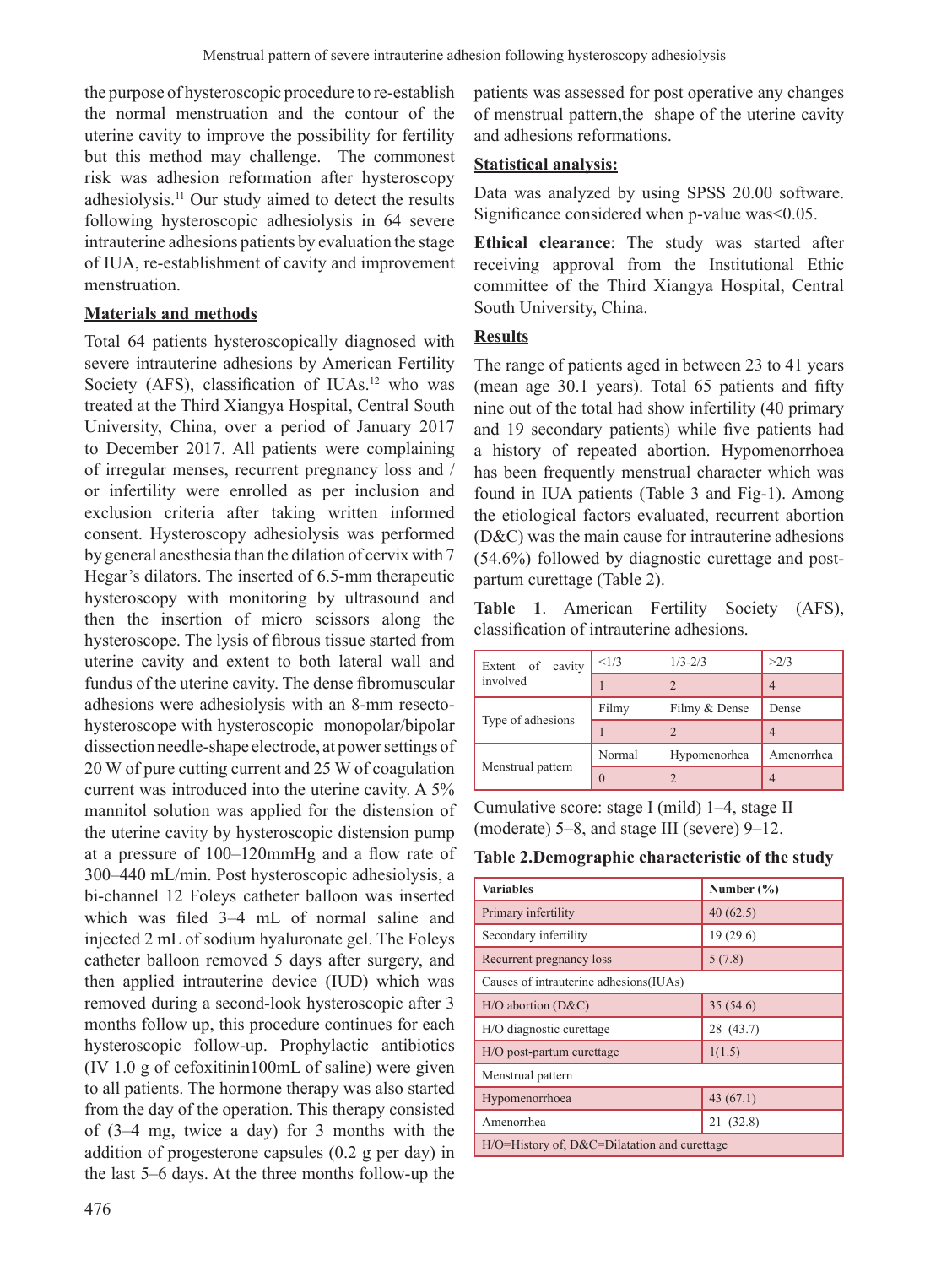the purpose of hysteroscopic procedure to re-establish the normal menstruation and the contour of the uterine cavity to improve the possibility for fertility but this method may challenge. The commonest risk was adhesion reformation after hysteroscopy adhesiolysis.[11] Our study aimed to detect the results following hysteroscopic adhesiolysis in 64 severe intrauterine adhesions patients by evaluation the stage of IUA, re-establishment of cavity and improvement menstruation.

## Materials and methods

Total 64 patients hysteroscopically diagnosed with severe intrauterine adhesions by American Fertility Society (AFS), classification of IUAs.[12] who was treated at the Third Xiangya Hospital, Central South University, China, over a period of January 2017 to December 2017. All patients were complaining of irregular menses, recurrent pregnancy loss and / or infertility were enrolled as per inclusion and exclusion criteria after taking written informed consent. Hysteroscopy adhesiolysis was performed by general anesthesia than the dilation of cervix with 7 Hegar's dilators. The inserted of 6.5-mm therapeutic hysteroscopy with monitoring by ultrasound and then the insertion of micro scissors along the hysteroscope. The lysis of fibrous tissue started from uterine cavity and extent to both lateral wall and fundus of the uterine cavity. The dense fibromuscular adhesions were adhesiolysis with an 8-mm resecto-hysteroscope with hysteroscopic monopolar/bipolar dissection needle-shape electrode, at power settings of 20 W of pure cutting current and 25 W of coagulation current was introduced into the uterine cavity. A 5% mannitol solution was applied for the distension of the uterine cavity by hysteroscopic distension pump at a pressure of 100–120mmHg and a flow rate of 300–440 mL/min. Post hysteroscopic adhesiolysis, a bi-channel 12 Foleys catheter balloon was inserted which was filed 3–4 mL of normal saline and injected 2 mL of sodium hyaluronate gel. The Foleys catheter balloon removed 5 days after surgery, and then applied intrauterine device (IUD) which was removed during a second-look hysteroscopic after 3 months follow up, this procedure continues for each hysteroscopic follow-up. Prophylactic antibiotics (IV 1.0 g of cefoxitinin100mL of saline) were given to all patients. The hormone therapy was also started from the day of the operation. This therapy consisted of (3–4 mg, twice a day) for 3 months with the addition of progesterone capsules (0.2 g per day) in the last 5–6 days. At the three months follow-up the patients was assessed for post operative any changes of menstrual pattern,the shape of the uterine cavity and adhesions reformations.

## Statistical analysis:

Data was analyzed by using SPSS 20.00 software. Significance considered when p-value was<0.05.

**Ethical clearance**: The study was started after receiving approval from the Institutional Ethic committee of the Third Xiangya Hospital, Central South University, China.

## Results

The range of patients aged in between 23 to 41 years (mean age 30.1 years). Total 65 patients and fifty nine out of the total had show infertility (40 primary and 19 secondary patients) while five patients had a history of repeated abortion. Hypomenorrhoea has been frequently menstrual character which was found in IUA patients (Table 3 and Fig-1). Among the etiological factors evaluated, recurrent abortion (D&C) was the main cause for intrauterine adhesions (54.6%) followed by diagnostic curettage and post-partum curettage (Table 2).

**Table 1**. American Fertility Society (AFS), classification of intrauterine adhesions.

| Extent of cavity involved | <1/3 | 1/3-2/3 | >2/3 |
|---|---|---|---|
| | 1 | 2 | 4 |
| Type of adhesions | Filmy | Filmy & Dense | Dense |
| | 1 | 2 | 4 |
| Menstrual pattern | Normal | Hypomenorhea | Amenorrhea |
| | 0 | 2 | 4 |

Cumulative score: stage I (mild) 1–4, stage II (moderate) 5–8, and stage III (severe) 9–12.

**Table 2.Demographic characteristic of the study**

| Variables | Number (%) |
|---|---|
| Primary infertility | 40 (62.5) |
| Secondary infertility | 19 (29.6) |
| Recurrent pregnancy loss | 5 (7.8) |
| Causes of intrauterine adhesions(IUAs) | |
| H/O abortion (D&C) | 35 (54.6) |
| H/O diagnostic curettage | 28 (43.7) |
| H/O post-partum curettage | 1(1.5) |
| Menstrual pattern | |
| Hypomenorrhoea | 43 (67.1) |
| Amenorrhea | 21 (32.8) |
| H/O=History of, D&C=Dilatation and curettage | |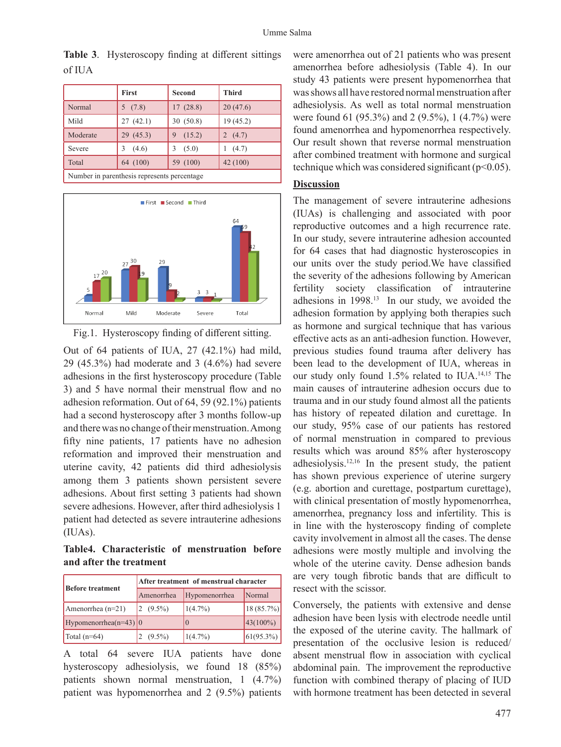**Table 3**. Hysteroscopy finding at different sittings of IUA

| | First | Second | Third |
|---|---|---|---|
| Normal | 5 (7.8) | 17 (28.8) | 20 (47.6) |
| Mild | 27 (42.1) | 30 (50.8) | 19 (45.2) |
| Moderate | 29 (45.3) | 9 (15.2) | 2 (4.7) |
| Severe | 3 (4.6) | 3 (5.0) | 1 (4.7) |
| Total | 64 (100) | 59 (100) | 42 (100) |
| Number in parenthesis represents percentage | | | |

Fig.1. Hysteroscopy finding of different sitting.

Out of 64 patients of IUA, 27 (42.1%) had mild, 29 (45.3%) had moderate and 3 (4.6%) had severe adhesions in the first hysteroscopy procedure (Table 3) and 5 have normal their menstrual flow and no adhesion reformation. Out of 64, 59 (92.1%) patients had a second hysteroscopy after 3 months follow-up and there was no change of their menstruation. Among fifty nine patients, 17 patients have no adhesion reformation and improved their menstruation and uterine cavity, 42 patients did third adhesiolysis among them 3 patients shown persistent severe adhesions. About first setting 3 patients had shown severe adhesions. However, after third adhesiolysis 1 patient had detected as severe intrauterine adhesions (IUAs).

**Table4. Characteristic of menstruation before and after the treatment**

| Before treatment | After treatment of menstrual character | | |
|---|---|---|---|
| | Amenorrhea | Hypomenorrhea | Normal |
| Amenorrhea (n=21) | 2 (9.5%) | 1(4.7%) | 18 (85.7%) |
| Hypomenorrhea(n=43) | 0 | 0 | 43(100%) |
| Total (n=64) | 2 (9.5%) | 1(4.7%) | 61(95.3%) |

A total 64 severe IUA patients have done hysteroscopy adhesiolysis, we found 18 (85%) patients shown normal menstruation, 1 (4.7%) patient was hypomenorrhea and 2 (9.5%) patients were amenorrhea out of 21 patients who was present amenorrhea before adhesiolysis (Table 4). In our study 43 patients were present hypomenorrhea that was shows all have restored normal menstruation after adhesiolysis. As well as total normal menstruation were found 61 (95.3%) and 2 (9.5%), 1 (4.7%) were found amenorrhea and hypomenorrhea respectively. Our result shown that reverse normal menstruation after combined treatment with hormone and surgical technique which was considered significant ($p<0.05$).

## Discussion

The management of severe intrauterine adhesions (IUAs) is challenging and associated with poor reproductive outcomes and a high recurrence rate. In our study, severe intrauterine adhesion accounted for 64 cases that had diagnostic hysteroscopies in our units over the study period.We have classified the severity of the adhesions following by American fertility society classification of intrauterine adhesions in 1998.[13] In our study, we avoided the adhesion formation by applying both therapies such as hormone and surgical technique that has various effective acts as an anti-adhesion function. However, previous studies found trauma after delivery has been lead to the development of IUA, whereas in our study only found 1.5% related to IUA.[14,15] The main causes of intrauterine adhesion occurs due to trauma and in our study found almost all the patients has history of repeated dilation and curettage. In our study, 95% case of our patients has restored of normal menstruation in compared to previous results which was around 85% after hysteroscopy adhesiolysis.[12,16] In the present study, the patient has shown previous experience of uterine surgery (e.g. abortion and curettage, postpartum curettage), with clinical presentation of mostly hypomenorrhea, amenorrhea, pregnancy loss and infertility. This is in line with the hysteroscopy finding of complete cavity involvement in almost all the cases. The dense adhesions were mostly multiple and involving the whole of the uterine cavity. Dense adhesion bands are very tough fibrotic bands that are difficult to resect with the scissor.

Conversely, the patients with extensive and dense adhesion have been lysis with electrode needle until the exposed of the uterine cavity. The hallmark of presentation of the occlusive lesion is reduced/absent menstrual flow in association with cyclical abdominal pain. The improvement the reproductive function with combined therapy of placing of IUD with hormone treatment has been detected in several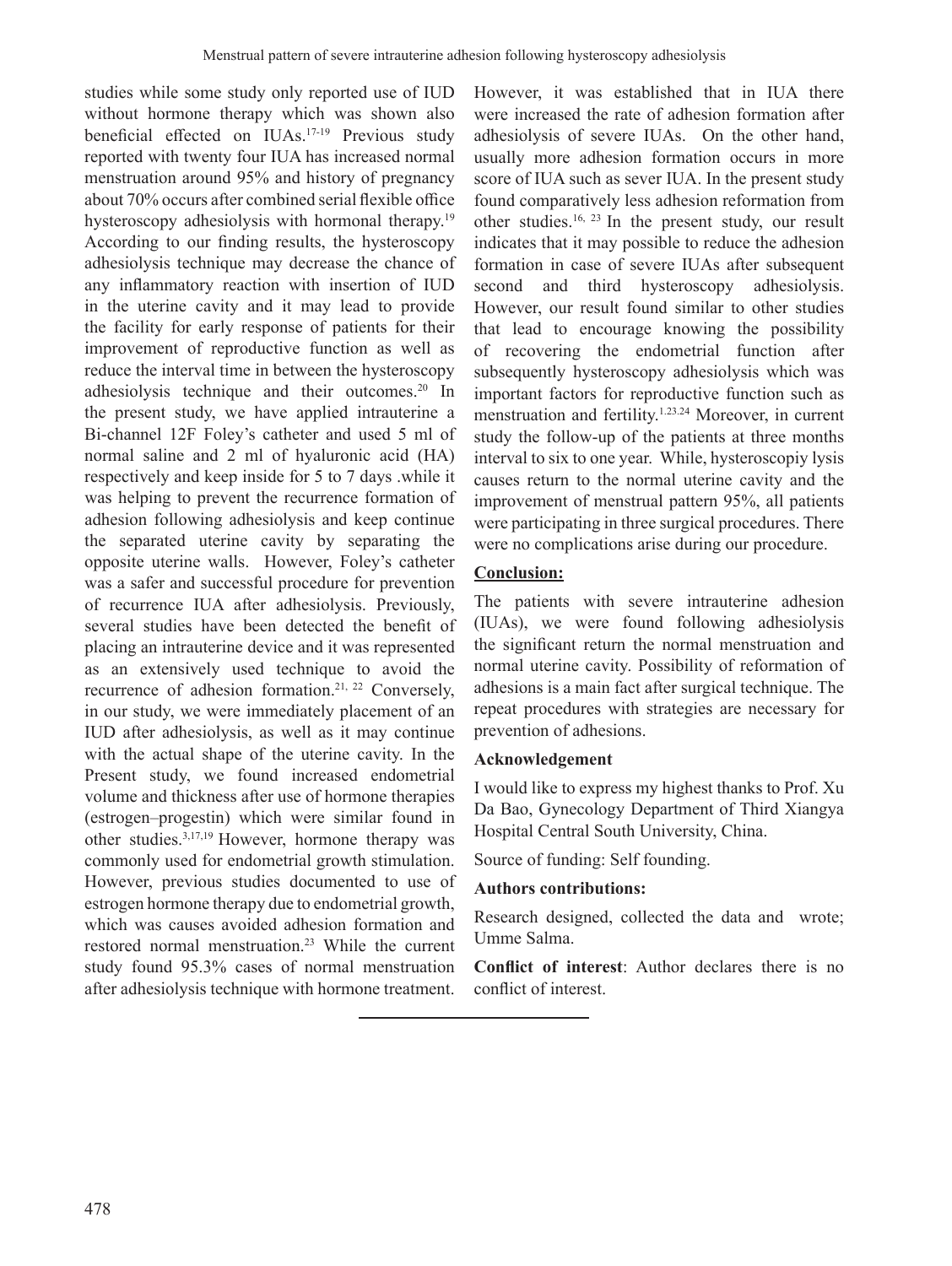studies while some study only reported use of IUD without hormone therapy which was shown also beneficial effected on IUAs.[17-19] Previous study reported with twenty four IUA has increased normal menstruation around 95% and history of pregnancy about 70% occurs after combined serial flexible office hysteroscopy adhesiolysis with hormonal therapy.[19] According to our finding results, the hysteroscopy adhesiolysis technique may decrease the chance of any inflammatory reaction with insertion of IUD in the uterine cavity and it may lead to provide the facility for early response of patients for their improvement of reproductive function as well as reduce the interval time in between the hysteroscopy adhesiolysis technique and their outcomes.[20] In the present study, we have applied intrauterine a Bi-channel 12F Foley's catheter and used 5 ml of normal saline and 2 ml of hyaluronic acid (HA) respectively and keep inside for 5 to 7 days .while it was helping to prevent the recurrence formation of adhesion following adhesiolysis and keep continue the separated uterine cavity by separating the opposite uterine walls. However, Foley's catheter was a safer and successful procedure for prevention of recurrence IUA after adhesiolysis. Previously, several studies have been detected the benefit of placing an intrauterine device and it was represented as an extensively used technique to avoid the recurrence of adhesion formation.[21, 22] Conversely, in our study, we were immediately placement of an IUD after adhesiolysis, as well as it may continue with the actual shape of the uterine cavity. In the Present study, we found increased endometrial volume and thickness after use of hormone therapies (estrogen–progestin) which were similar found in other studies.[3,17,19] However, hormone therapy was commonly used for endometrial growth stimulation. However, previous studies documented to use of estrogen hormone therapy due to endometrial growth, which was causes avoided adhesion formation and restored normal menstruation.[23] While the current study found 95.3% cases of normal menstruation after adhesiolysis technique with hormone treatment. However, it was established that in IUA there were increased the rate of adhesion formation after adhesiolysis of severe IUAs. On the other hand, usually more adhesion formation occurs in more score of IUA such as sever IUA. In the present study found comparatively less adhesion reformation from other studies.[16, 23] In the present study, our result indicates that it may possible to reduce the adhesion formation in case of severe IUAs after subsequent second and third hysteroscopy adhesiolysis. However, our result found similar to other studies that lead to encourage knowing the possibility of recovering the endometrial function after subsequently hysteroscopy adhesiolysis which was important factors for reproductive function such as menstruation and fertility.[1,23,24] Moreover, in current study the follow-up of the patients at three months interval to six to one year. While, hysteroscopiy lysis causes return to the normal uterine cavity and the improvement of menstrual pattern 95%, all patients were participating in three surgical procedures. There were no complications arise during our procedure.

## Conclusion:

The patients with severe intrauterine adhesion (IUAs), we were found following adhesiolysis the significant return the normal menstruation and normal uterine cavity. Possibility of reformation of adhesions is a main fact after surgical technique. The repeat procedures with strategies are necessary for prevention of adhesions.

### Acknowledgement

I would like to express my highest thanks to Prof. Xu Da Bao, Gynecology Department of Third Xiangya Hospital Central South University, China.

Source of funding: Self founding.

**Authors contributions:**

Research designed, collected the data and wrote; Umme Salma.

**Conflict of interest**: Author declares there is no conflict of interest.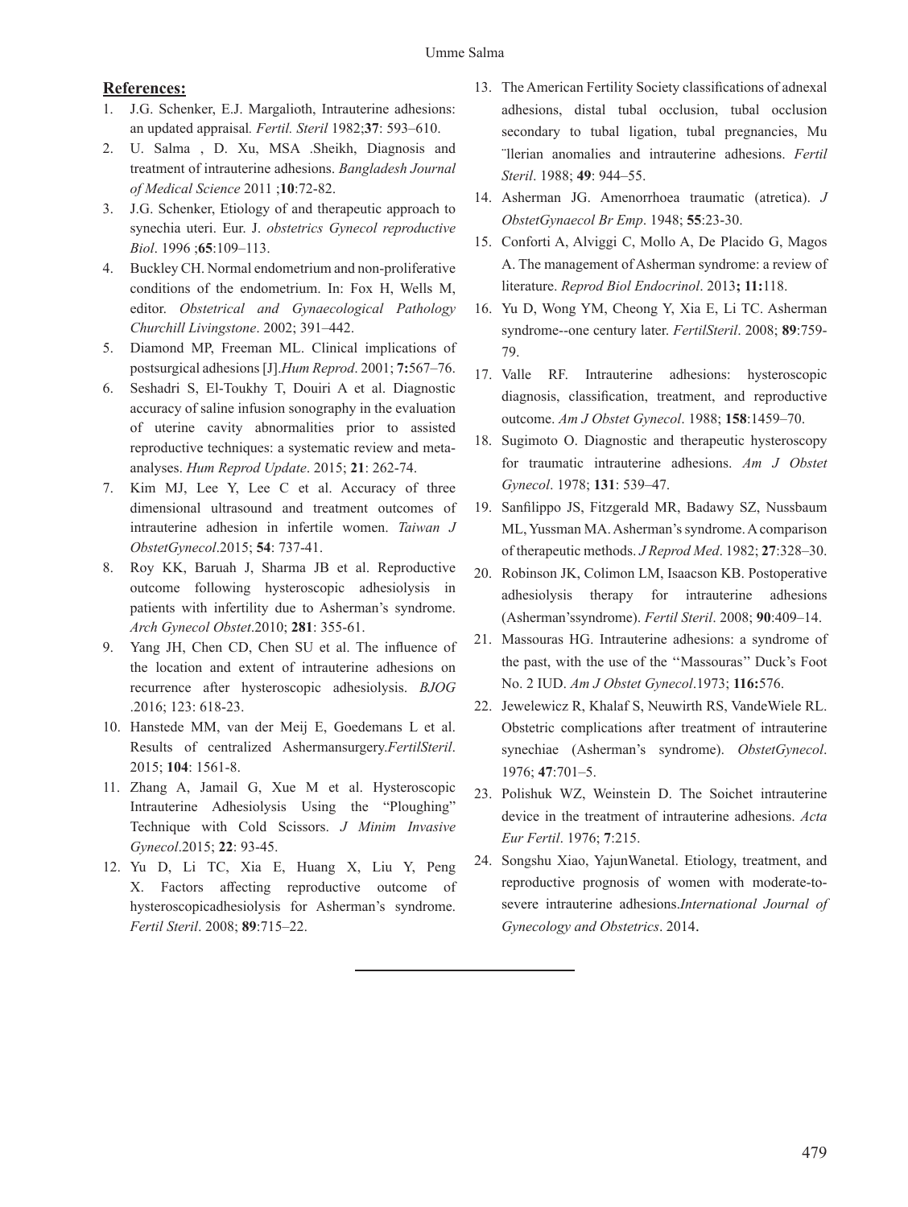## References:

1. J.G. Schenker, E.J. Margalioth, Intrauterine adhesions: an updated appraisal*. Fertil. Steril* 1982;**37**: 593–610.
2. U. Salma , D. Xu, MSA .Sheikh, Diagnosis and treatment of intrauterine adhesions. *Bangladesh Journal of Medical Science* 2011 ;**10**:72-82.
3. J.G. Schenker, Etiology of and therapeutic approach to synechia uteri. Eur. J. *obstetrics Gynecol reproductive Biol*. 1996 ;**65**:109–113.
4. Buckley CH. Normal endometrium and non-proliferative conditions of the endometrium. In: Fox H, Wells M, editor. *Obstetrical and Gynaecological Pathology Churchill Livingstone*. 2002; 391–442.
5. Diamond MP, Freeman ML. Clinical implications of postsurgical adhesions [J].*Hum Reprod*. 2001; **7:**567–76.
6. Seshadri S, El-Toukhy T, Douiri A et al. Diagnostic accuracy of saline infusion sonography in the evaluation of uterine cavity abnormalities prior to assisted reproductive techniques: a systematic review and meta-analyses. *Hum Reprod Update*. 2015; **21**: 262-74.
7. Kim MJ, Lee Y, Lee C et al. Accuracy of three dimensional ultrasound and treatment outcomes of intrauterine adhesion in infertile women. *Taiwan J ObstetGynecol*.2015; **54**: 737-41.
8. Roy KK, Baruah J, Sharma JB et al. Reproductive outcome following hysteroscopic adhesiolysis in patients with infertility due to Asherman's syndrome. *Arch Gynecol Obstet*.2010; **281**: 355-61.
9. Yang JH, Chen CD, Chen SU et al. The influence of the location and extent of intrauterine adhesions on recurrence after hysteroscopic adhesiolysis. *BJOG* .2016; 123: 618-23.
10. Hanstede MM, van der Meij E, Goedemans L et al. Results of centralized Ashermansurgery.*FertilSteril*. 2015; **104**: 1561-8.
11. Zhang A, Jamail G, Xue M et al. Hysteroscopic Intrauterine Adhesiolysis Using the "Ploughing" Technique with Cold Scissors. *J Minim Invasive Gynecol*.2015; **22**: 93-45.
12. Yu D, Li TC, Xia E, Huang X, Liu Y, Peng X. Factors affecting reproductive outcome of hysteroscopicadhesiolysis for Asherman's syndrome. *Fertil Steril*. 2008; **89**:715–22.
13. The American Fertility Society classifications of adnexal adhesions, distal tubal occlusion, tubal occlusion secondary to tubal ligation, tubal pregnancies, Mu ̈llerian anomalies and intrauterine adhesions. *Fertil Steril*. 1988; **49**: 944–55.
14. Asherman JG. Amenorrhoea traumatic (atretica). *J ObstetGynaecol Br Emp*. 1948; **55**:23-30.
15. Conforti A, Alviggi C, Mollo A, De Placido G, Magos A. The management of Asherman syndrome: a review of literature. *Reprod Biol Endocrinol*. 2013**; 11:**118.
16. Yu D, Wong YM, Cheong Y, Xia E, Li TC. Asherman syndrome--one century later. *FertilSteril*. 2008; **89**:759-79.
17. Valle RF. Intrauterine adhesions: hysteroscopic diagnosis, classification, treatment, and reproductive outcome. *Am J Obstet Gynecol*. 1988; **158**:1459–70.
18. Sugimoto O. Diagnostic and therapeutic hysteroscopy for traumatic intrauterine adhesions. *Am J Obstet Gynecol*. 1978; **131**: 539–47.
19. Sanfilippo JS, Fitzgerald MR, Badawy SZ, Nussbaum ML, Yussman MA. Asherman's syndrome. A comparison of therapeutic methods. *J Reprod Med*. 1982; **27**:328–30.
20. Robinson JK, Colimon LM, Isaacson KB. Postoperative adhesiolysis therapy for intrauterine adhesions (Asherman'ssyndrome). *Fertil Steril*. 2008; **90**:409–14.
21. Massouras HG. Intrauterine adhesions: a syndrome of the past, with the use of the ''Massouras'' Duck's Foot No. 2 IUD. *Am J Obstet Gynecol*.1973; **116:**576.
22. Jewelewicz R, Khalaf S, Neuwirth RS, VandeWiele RL. Obstetric complications after treatment of intrauterine synechiae (Asherman's syndrome). *ObstetGynecol*. 1976; **47**:701–5.
23. Polishuk WZ, Weinstein D. The Soichet intrauterine device in the treatment of intrauterine adhesions. *Acta Eur Fertil*. 1976; **7**:215.
24. Songshu Xiao, YajunWanetal. Etiology, treatment, and reproductive prognosis of women with moderate-to-severe intrauterine adhesions.*International Journal of Gynecology and Obstetrics*. 2014**.**